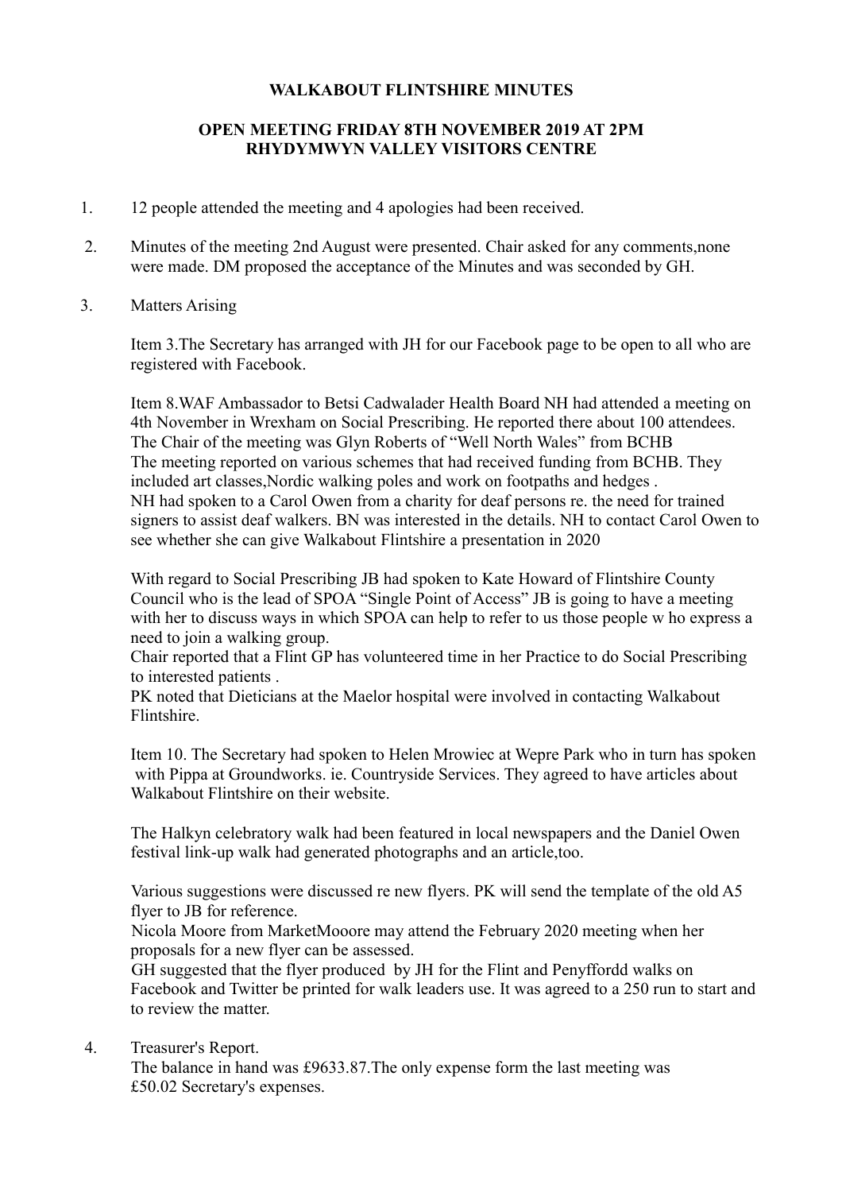**WALKABOUT FLINTSHIRE MINUTES**

**OPEN MEETING FRIDAY 8TH NOVEMBER 2019 AT 2PM RHYDYMWYN VALLEY VISITORS CENTRE**

1. 12 people attended the meeting and 4 apologies had been received.

2. Minutes of the meeting 2nd August were presented. Chair asked for any comments,none were made. DM proposed the acceptance of the Minutes and was seconded by GH.

3. Matters Arising

   Item 3.The Secretary has arranged with JH for our Facebook page to be open to all who are registered with Facebook.

   Item 8.WAF Ambassador to Betsi Cadwalader Health Board NH had attended a meeting on 4th November in Wrexham on Social Prescribing. He reported there about 100 attendees. The Chair of the meeting was Glyn Roberts of "Well North Wales" from BCHB
   The meeting reported on various schemes that had received funding from BCHB. They included art classes,Nordic walking poles and work on footpaths and hedges .
   NH had spoken to a Carol Owen from a charity for deaf persons re. the need for trained signers to assist deaf walkers. BN was interested in the details. NH to contact Carol Owen to see whether she can give Walkabout Flintshire a presentation in 2020

   With regard to Social Prescribing JB had spoken to Kate Howard of Flintshire County Council who is the lead of SPOA "Single Point of Access" JB is going to have a meeting with her to discuss ways in which SPOA can help to refer to us those people w ho express a need to join a walking group.
   Chair reported that a Flint GP has volunteered time in her Practice to do Social Prescribing to interested patients .
   PK noted that Dieticians at the Maelor hospital were involved in contacting Walkabout Flintshire.

   Item 10. The Secretary had spoken to Helen Mrowiec at Wepre Park who in turn has spoken with Pippa at Groundworks. ie. Countryside Services. They agreed to have articles about Walkabout Flintshire on their website.

   The Halkyn celebratory walk had been featured in local newspapers and the Daniel Owen festival link-up walk had generated photographs and an article,too.

   Various suggestions were discussed re new flyers. PK will send the template of the old A5 flyer to JB for reference.
   Nicola Moore from MarketMooore may attend the February 2020 meeting when her proposals for a new flyer can be assessed.
   GH suggested that the flyer produced by JH for the Flint and Penyffordd walks on Facebook and Twitter be printed for walk leaders use. It was agreed to a 250 run to start and to review the matter.

4. Treasurer's Report.
   The balance in hand was £9633.87.The only expense form the last meeting was £50.02 Secretary's expenses.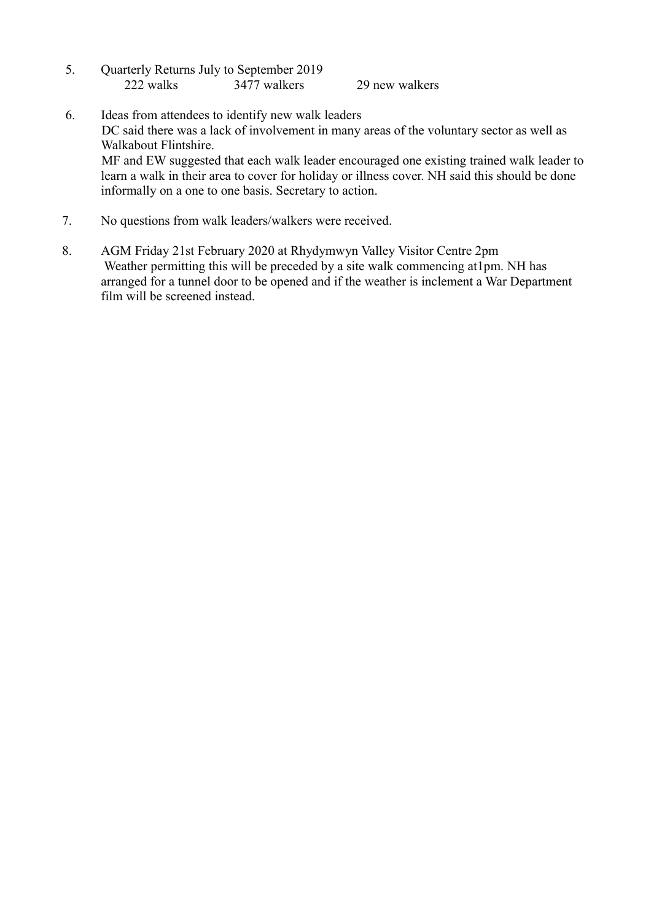5. Quarterly Returns July to September 2019

   222 walks 3477 walkers 29 new walkers

6. Ideas from attendees to identify new walk leaders

   DC said there was a lack of involvement in many areas of the voluntary sector as well as Walkabout Flintshire.

   MF and EW suggested that each walk leader encouraged one existing trained walk leader to learn a walk in their area to cover for holiday or illness cover. NH said this should be done informally on a one to one basis. Secretary to action.

7. No questions from walk leaders/walkers were received.

8. AGM Friday 21st February 2020 at Rhydymwyn Valley Visitor Centre 2pm

   Weather permitting this will be preceded by a site walk commencing at1pm. NH has arranged for a tunnel door to be opened and if the weather is inclement a War Department film will be screened instead.